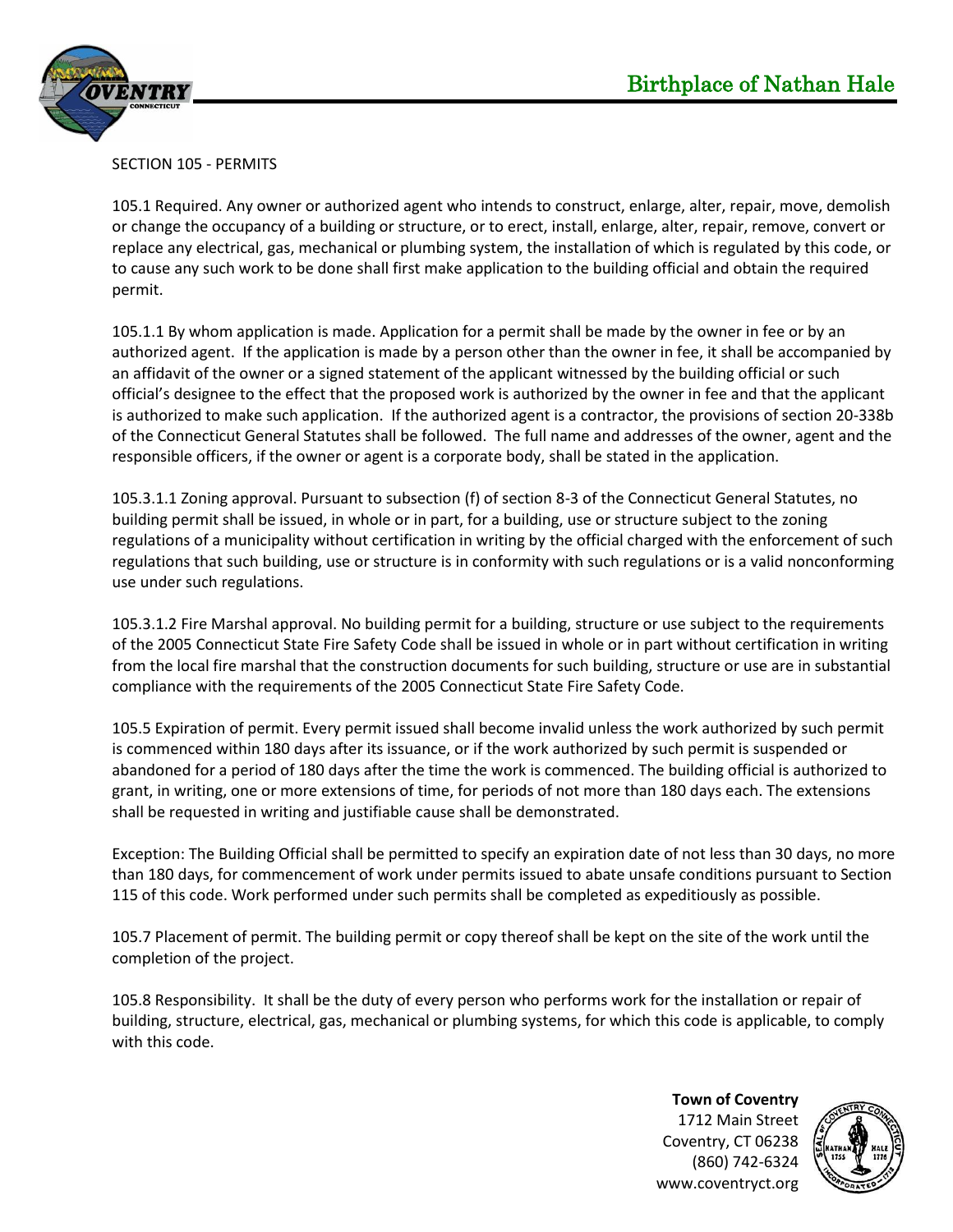Birthplace of Nathan Hale

## SECTION 105 - PERMITS

105.1 Required. Any owner or authorized agent who intends to construct, enlarge, alter, repair, move, demolish or change the occupancy of a building or structure, or to erect, install, enlarge, alter, repair, remove, convert or replace any electrical, gas, mechanical or plumbing system, the installation of which is regulated by this code, or to cause any such work to be done shall first make application to the building official and obtain the required permit.

105.1.1 By whom application is made. Application for a permit shall be made by the owner in fee or by an authorized agent. If the application is made by a person other than the owner in fee, it shall be accompanied by an affidavit of the owner or a signed statement of the applicant witnessed by the building official or such official's designee to the effect that the proposed work is authorized by the owner in fee and that the applicant is authorized to make such application. If the authorized agent is a contractor, the provisions of section 20-338b of the Connecticut General Statutes shall be followed. The full name and addresses of the owner, agent and the responsible officers, if the owner or agent is a corporate body, shall be stated in the application.

105.3.1.1 Zoning approval. Pursuant to subsection (f) of section 8-3 of the Connecticut General Statutes, no building permit shall be issued, in whole or in part, for a building, use or structure subject to the zoning regulations of a municipality without certification in writing by the official charged with the enforcement of such regulations that such building, use or structure is in conformity with such regulations or is a valid nonconforming use under such regulations.

105.3.1.2 Fire Marshal approval. No building permit for a building, structure or use subject to the requirements of the 2005 Connecticut State Fire Safety Code shall be issued in whole or in part without certification in writing from the local fire marshal that the construction documents for such building, structure or use are in substantial compliance with the requirements of the 2005 Connecticut State Fire Safety Code.

105.5 Expiration of permit. Every permit issued shall become invalid unless the work authorized by such permit is commenced within 180 days after its issuance, or if the work authorized by such permit is suspended or abandoned for a period of 180 days after the time the work is commenced. The building official is authorized to grant, in writing, one or more extensions of time, for periods of not more than 180 days each. The extensions shall be requested in writing and justifiable cause shall be demonstrated.

Exception: The Building Official shall be permitted to specify an expiration date of not less than 30 days, no more than 180 days, for commencement of work under permits issued to abate unsafe conditions pursuant to Section 115 of this code. Work performed under such permits shall be completed as expeditiously as possible.

105.7 Placement of permit. The building permit or copy thereof shall be kept on the site of the work until the completion of the project.

105.8 Responsibility. It shall be the duty of every person who performs work for the installation or repair of building, structure, electrical, gas, mechanical or plumbing systems, for which this code is applicable, to comply with this code.

**Town of Coventry**
1712 Main Street
Coventry, CT 06238
(860) 742-6324
www.coventryct.org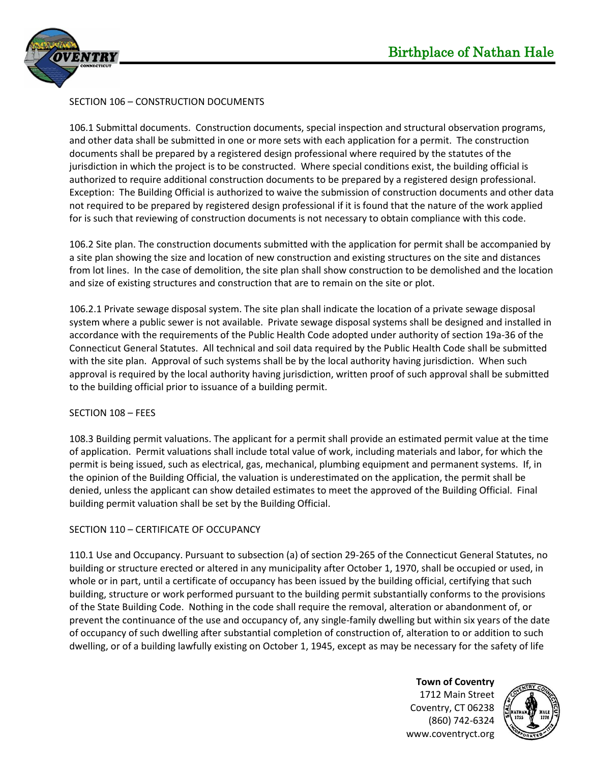## SECTION 106 – CONSTRUCTION DOCUMENTS

106.1 Submittal documents. Construction documents, special inspection and structural observation programs, and other data shall be submitted in one or more sets with each application for a permit. The construction documents shall be prepared by a registered design professional where required by the statutes of the jurisdiction in which the project is to be constructed. Where special conditions exist, the building official is authorized to require additional construction documents to be prepared by a registered design professional. Exception: The Building Official is authorized to waive the submission of construction documents and other data not required to be prepared by registered design professional if it is found that the nature of the work applied for is such that reviewing of construction documents is not necessary to obtain compliance with this code.

106.2 Site plan. The construction documents submitted with the application for permit shall be accompanied by a site plan showing the size and location of new construction and existing structures on the site and distances from lot lines. In the case of demolition, the site plan shall show construction to be demolished and the location and size of existing structures and construction that are to remain on the site or plot.

106.2.1 Private sewage disposal system. The site plan shall indicate the location of a private sewage disposal system where a public sewer is not available. Private sewage disposal systems shall be designed and installed in accordance with the requirements of the Public Health Code adopted under authority of section 19a-36 of the Connecticut General Statutes. All technical and soil data required by the Public Health Code shall be submitted with the site plan. Approval of such systems shall be by the local authority having jurisdiction. When such approval is required by the local authority having jurisdiction, written proof of such approval shall be submitted to the building official prior to issuance of a building permit.

## SECTION 108 – FEES

108.3 Building permit valuations. The applicant for a permit shall provide an estimated permit value at the time of application. Permit valuations shall include total value of work, including materials and labor, for which the permit is being issued, such as electrical, gas, mechanical, plumbing equipment and permanent systems. If, in the opinion of the Building Official, the valuation is underestimated on the application, the permit shall be denied, unless the applicant can show detailed estimates to meet the approved of the Building Official. Final building permit valuation shall be set by the Building Official.

## SECTION 110 – CERTIFICATE OF OCCUPANCY

110.1 Use and Occupancy. Pursuant to subsection (a) of section 29-265 of the Connecticut General Statutes, no building or structure erected or altered in any municipality after October 1, 1970, shall be occupied or used, in whole or in part, until a certificate of occupancy has been issued by the building official, certifying that such building, structure or work performed pursuant to the building permit substantially conforms to the provisions of the State Building Code. Nothing in the code shall require the removal, alteration or abandonment of, or prevent the continuance of the use and occupancy of, any single-family dwelling but within six years of the date of occupancy of such dwelling after substantial completion of construction of, alteration to or addition to such dwelling, or of a building lawfully existing on October 1, 1945, except as may be necessary for the safety of life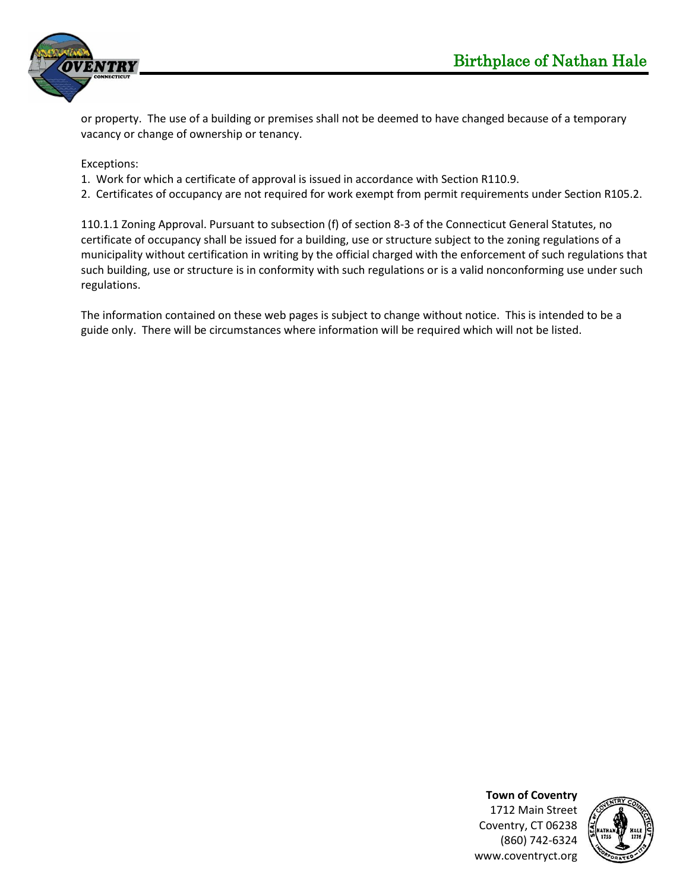or property. The use of a building or premises shall not be deemed to have changed because of a temporary vacancy or change of ownership or tenancy.

Exceptions:

1. Work for which a certificate of approval is issued in accordance with Section R110.9.
2. Certificates of occupancy are not required for work exempt from permit requirements under Section R105.2.

110.1.1 Zoning Approval. Pursuant to subsection (f) of section 8-3 of the Connecticut General Statutes, no certificate of occupancy shall be issued for a building, use or structure subject to the zoning regulations of a municipality without certification in writing by the official charged with the enforcement of such regulations that such building, use or structure is in conformity with such regulations or is a valid nonconforming use under such regulations.

The information contained on these web pages is subject to change without notice. This is intended to be a guide only. There will be circumstances where information will be required which will not be listed.